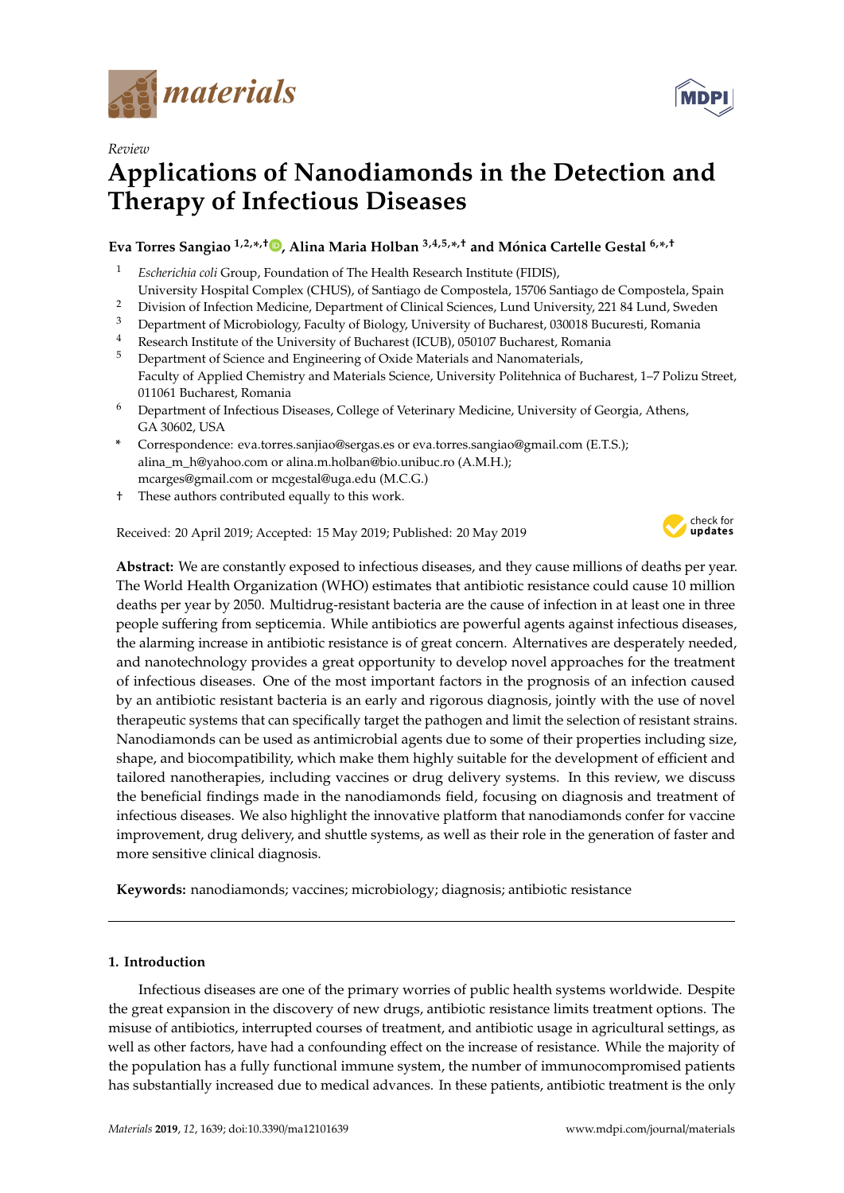*Review*

# Applications of Nanodiamonds in the Detection and Therapy of Infectious Diseases

**Eva Torres Sangiao [1,2,*,†], Alina Maria Holban [3,4,5,*,†] and Mónica Cartelle Gestal [6,*,†]**

1 *Escherichia coli* Group, Foundation of The Health Research Institute (FIDIS), University Hospital Complex (CHUS), of Santiago de Compostela, 15706 Santiago de Compostela, Spain
2 Division of Infection Medicine, Department of Clinical Sciences, Lund University, 221 84 Lund, Sweden
3 Department of Microbiology, Faculty of Biology, University of Bucharest, 030018 Bucuresti, Romania
4 Research Institute of the University of Bucharest (ICUB), 050107 Bucharest, Romania
5 Department of Science and Engineering of Oxide Materials and Nanomaterials, Faculty of Applied Chemistry and Materials Science, University Politehnica of Bucharest, 1–7 Polizu Street, 011061 Bucharest, Romania
6 Department of Infectious Diseases, College of Veterinary Medicine, University of Georgia, Athens, GA 30602, USA

\* Correspondence: eva.torres.sanjiao@sergas.es or eva.torres.sangiao@gmail.com (E.T.S.); alina_m_h@yahoo.com or alina.m.holban@bio.unibuc.ro (A.M.H.); mcarges@gmail.com or mcgestal@uga.edu (M.C.G.)
† These authors contributed equally to this work.

Received: 20 April 2019; Accepted: 15 May 2019; Published: 20 May 2019

**Abstract:** We are constantly exposed to infectious diseases, and they cause millions of deaths per year. The World Health Organization (WHO) estimates that antibiotic resistance could cause 10 million deaths per year by 2050. Multidrug-resistant bacteria are the cause of infection in at least one in three people suffering from septicemia. While antibiotics are powerful agents against infectious diseases, the alarming increase in antibiotic resistance is of great concern. Alternatives are desperately needed, and nanotechnology provides a great opportunity to develop novel approaches for the treatment of infectious diseases. One of the most important factors in the prognosis of an infection caused by an antibiotic resistant bacteria is an early and rigorous diagnosis, jointly with the use of novel therapeutic systems that can specifically target the pathogen and limit the selection of resistant strains. Nanodiamonds can be used as antimicrobial agents due to some of their properties including size, shape, and biocompatibility, which make them highly suitable for the development of efficient and tailored nanotherapies, including vaccines or drug delivery systems. In this review, we discuss the beneficial findings made in the nanodiamonds field, focusing on diagnosis and treatment of infectious diseases. We also highlight the innovative platform that nanodiamonds confer for vaccine improvement, drug delivery, and shuttle systems, as well as their role in the generation of faster and more sensitive clinical diagnosis.

**Keywords:** nanodiamonds; vaccines; microbiology; diagnosis; antibiotic resistance

## 1. Introduction

Infectious diseases are one of the primary worries of public health systems worldwide. Despite the great expansion in the discovery of new drugs, antibiotic resistance limits treatment options. The misuse of antibiotics, interrupted courses of treatment, and antibiotic usage in agricultural settings, as well as other factors, have had a confounding effect on the increase of resistance. While the majority of the population has a fully functional immune system, the number of immunocompromised patients has substantially increased due to medical advances. In these patients, antibiotic treatment is the only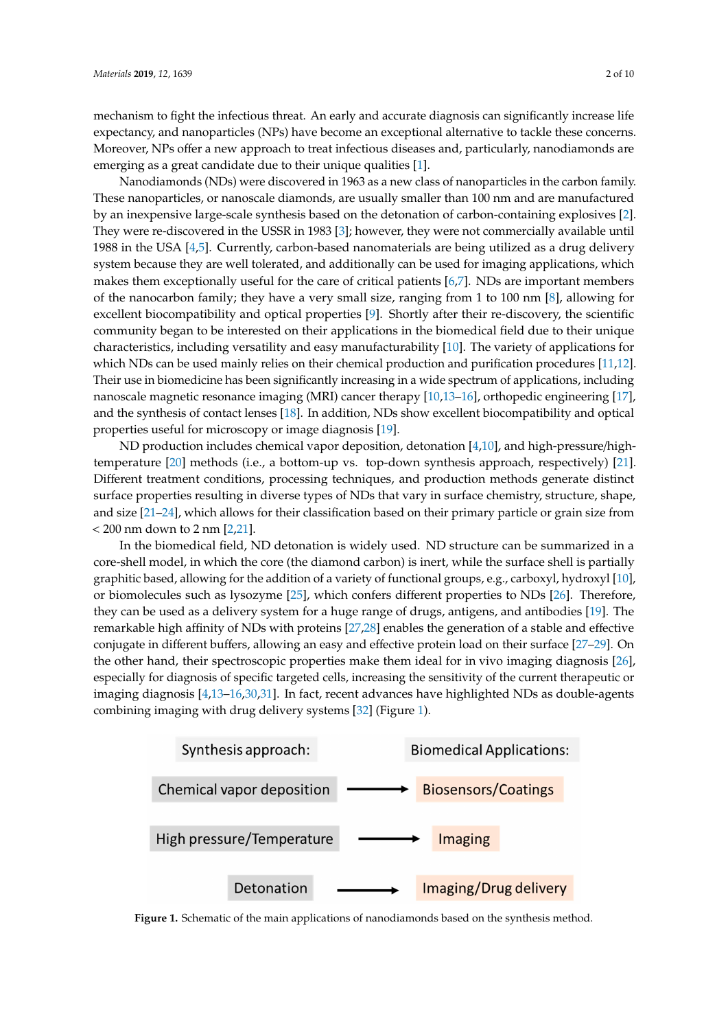mechanism to fight the infectious threat. An early and accurate diagnosis can significantly increase life expectancy, and nanoparticles (NPs) have become an exceptional alternative to tackle these concerns. Moreover, NPs offer a new approach to treat infectious diseases and, particularly, nanodiamonds are emerging as a great candidate due to their unique qualities [1].

Nanodiamonds (NDs) were discovered in 1963 as a new class of nanoparticles in the carbon family. These nanoparticles, or nanoscale diamonds, are usually smaller than 100 nm and are manufactured by an inexpensive large-scale synthesis based on the detonation of carbon-containing explosives [2]. They were re-discovered in the USSR in 1983 [3]; however, they were not commercially available until 1988 in the USA [4,5]. Currently, carbon-based nanomaterials are being utilized as a drug delivery system because they are well tolerated, and additionally can be used for imaging applications, which makes them exceptionally useful for the care of critical patients [6,7]. NDs are important members of the nanocarbon family; they have a very small size, ranging from 1 to 100 nm [8], allowing for excellent biocompatibility and optical properties [9]. Shortly after their re-discovery, the scientific community began to be interested on their applications in the biomedical field due to their unique characteristics, including versatility and easy manufacturability [10]. The variety of applications for which NDs can be used mainly relies on their chemical production and purification procedures [11,12]. Their use in biomedicine has been significantly increasing in a wide spectrum of applications, including nanoscale magnetic resonance imaging (MRI) cancer therapy [10,13–16], orthopedic engineering [17], and the synthesis of contact lenses [18]. In addition, NDs show excellent biocompatibility and optical properties useful for microscopy or image diagnosis [19].

ND production includes chemical vapor deposition, detonation [4,10], and high-pressure/high-temperature [20] methods (i.e., a bottom-up vs. top-down synthesis approach, respectively) [21]. Different treatment conditions, processing techniques, and production methods generate distinct surface properties resulting in diverse types of NDs that vary in surface chemistry, structure, shape, and size [21–24], which allows for their classification based on their primary particle or grain size from < 200 nm down to 2 nm [2,21].

In the biomedical field, ND detonation is widely used. ND structure can be summarized in a core-shell model, in which the core (the diamond carbon) is inert, while the surface shell is partially graphitic based, allowing for the addition of a variety of functional groups, e.g., carboxyl, hydroxyl [10], or biomolecules such as lysozyme [25], which confers different properties to NDs [26]. Therefore, they can be used as a delivery system for a huge range of drugs, antigens, and antibodies [19]. The remarkable high affinity of NDs with proteins [27,28] enables the generation of a stable and effective conjugate in different buffers, allowing an easy and effective protein load on their surface [27–29]. On the other hand, their spectroscopic properties make them ideal for in vivo imaging diagnosis [26], especially for diagnosis of specific targeted cells, increasing the sensitivity of the current therapeutic or imaging diagnosis [4,13–16,30,31]. In fact, recent advances have highlighted NDs as double-agents combining imaging with drug delivery systems [32] (Figure 1).

| Synthesis approach: | | Biomedical Applications: |
| --- | --- | --- |
| Chemical vapor deposition | → | Biosensors/Coatings |
| High pressure/Temperature | → | Imaging |
| Detonation | → | Imaging/Drug delivery |

**Figure 1.** Schematic of the main applications of nanodiamonds based on the synthesis method.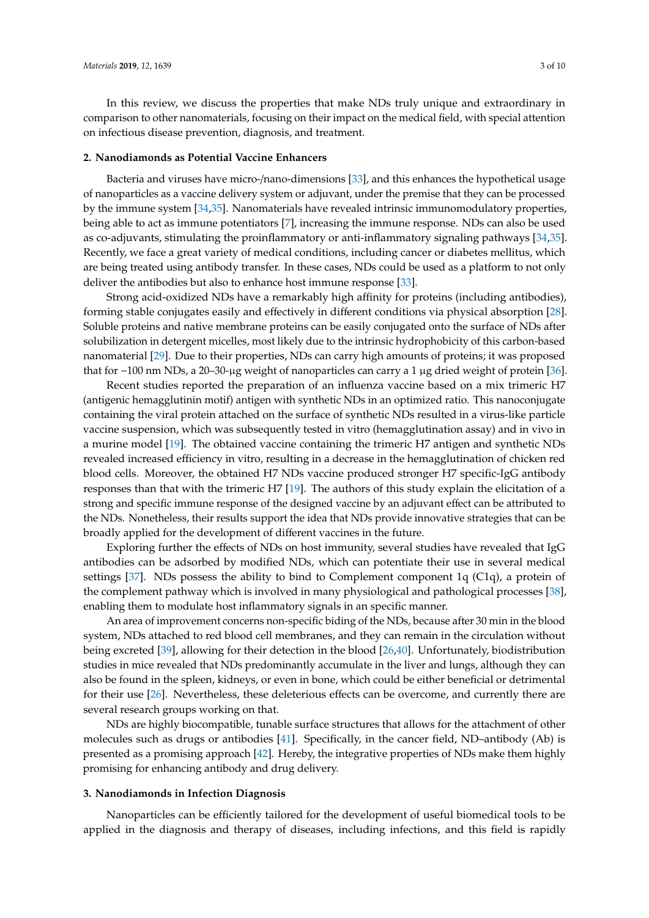In this review, we discuss the properties that make NDs truly unique and extraordinary in comparison to other nanomaterials, focusing on their impact on the medical field, with special attention on infectious disease prevention, diagnosis, and treatment.

## 2. Nanodiamonds as Potential Vaccine Enhancers

Bacteria and viruses have micro-/nano-dimensions [33], and this enhances the hypothetical usage of nanoparticles as a vaccine delivery system or adjuvant, under the premise that they can be processed by the immune system [34,35]. Nanomaterials have revealed intrinsic immunomodulatory properties, being able to act as immune potentiators [7], increasing the immune response. NDs can also be used as co-adjuvants, stimulating the proinflammatory or anti-inflammatory signaling pathways [34,35]. Recently, we face a great variety of medical conditions, including cancer or diabetes mellitus, which are being treated using antibody transfer. In these cases, NDs could be used as a platform to not only deliver the antibodies but also to enhance host immune response [33].

Strong acid-oxidized NDs have a remarkably high affinity for proteins (including antibodies), forming stable conjugates easily and effectively in different conditions via physical absorption [28]. Soluble proteins and native membrane proteins can be easily conjugated onto the surface of NDs after solubilization in detergent micelles, most likely due to the intrinsic hydrophobicity of this carbon-based nanomaterial [29]. Due to their properties, NDs can carry high amounts of proteins; it was proposed that for ~100 nm NDs, a 20–30-µg weight of nanoparticles can carry a 1 µg dried weight of protein [36].

Recent studies reported the preparation of an influenza vaccine based on a mix trimeric H7 (antigenic hemagglutinin motif) antigen with synthetic NDs in an optimized ratio. This nanoconjugate containing the viral protein attached on the surface of synthetic NDs resulted in a virus-like particle vaccine suspension, which was subsequently tested in vitro (hemagglutination assay) and in vivo in a murine model [19]. The obtained vaccine containing the trimeric H7 antigen and synthetic NDs revealed increased efficiency in vitro, resulting in a decrease in the hemagglutination of chicken red blood cells. Moreover, the obtained H7 NDs vaccine produced stronger H7 specific-IgG antibody responses than that with the trimeric H7 [19]. The authors of this study explain the elicitation of a strong and specific immune response of the designed vaccine by an adjuvant effect can be attributed to the NDs. Nonetheless, their results support the idea that NDs provide innovative strategies that can be broadly applied for the development of different vaccines in the future.

Exploring further the effects of NDs on host immunity, several studies have revealed that IgG antibodies can be adsorbed by modified NDs, which can potentiate their use in several medical settings [37]. NDs possess the ability to bind to Complement component 1q (C1q), a protein of the complement pathway which is involved in many physiological and pathological processes [38], enabling them to modulate host inflammatory signals in an specific manner.

An area of improvement concerns non-specific biding of the NDs, because after 30 min in the blood system, NDs attached to red blood cell membranes, and they can remain in the circulation without being excreted [39], allowing for their detection in the blood [26,40]. Unfortunately, biodistribution studies in mice revealed that NDs predominantly accumulate in the liver and lungs, although they can also be found in the spleen, kidneys, or even in bone, which could be either beneficial or detrimental for their use [26]. Nevertheless, these deleterious effects can be overcome, and currently there are several research groups working on that.

NDs are highly biocompatible, tunable surface structures that allows for the attachment of other molecules such as drugs or antibodies [41]. Specifically, in the cancer field, ND–antibody (Ab) is presented as a promising approach [42]. Hereby, the integrative properties of NDs make them highly promising for enhancing antibody and drug delivery.

## 3. Nanodiamonds in Infection Diagnosis

Nanoparticles can be efficiently tailored for the development of useful biomedical tools to be applied in the diagnosis and therapy of diseases, including infections, and this field is rapidly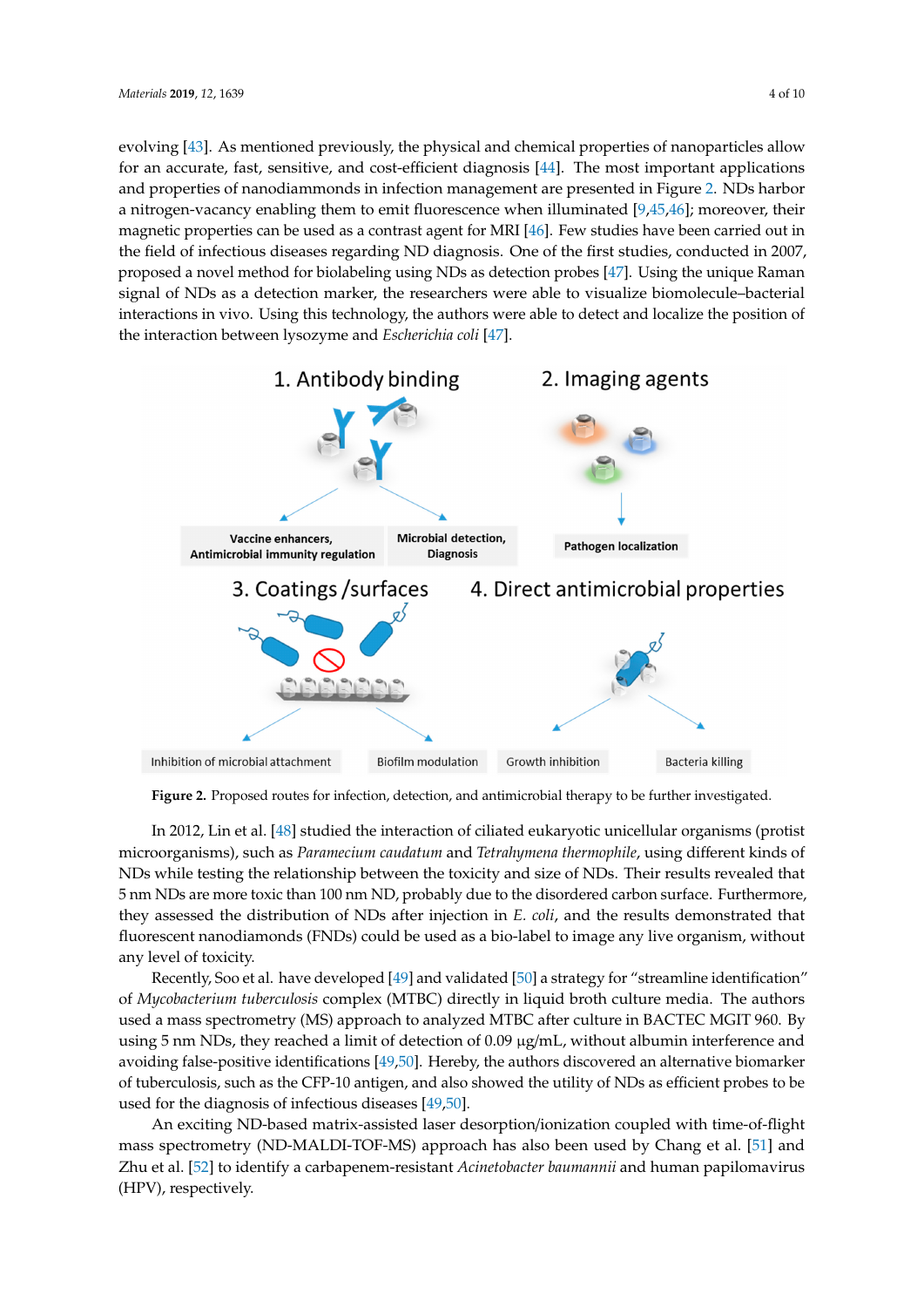evolving [43]. As mentioned previously, the physical and chemical properties of nanoparticles allow for an accurate, fast, sensitive, and cost-efficient diagnosis [44]. The most important applications and properties of nanodiammonds in infection management are presented in Figure 2. NDs harbor a nitrogen-vacancy enabling them to emit fluorescence when illuminated [9,45,46]; moreover, their magnetic properties can be used as a contrast agent for MRI [46]. Few studies have been carried out in the field of infectious diseases regarding ND diagnosis. One of the first studies, conducted in 2007, proposed a novel method for biolabeling using NDs as detection probes [47]. Using the unique Raman signal of NDs as a detection marker, the researchers were able to visualize biomolecule–bacterial interactions in vivo. Using this technology, the authors were able to detect and localize the position of the interaction between lysozyme and *Escherichia coli* [47].

1. Antibody binding
2. Imaging agents

Vaccine enhancers, Antimicrobial immunity regulation
Microbial detection, Diagnosis
Pathogen localization

3. Coatings /surfaces
4. Direct antimicrobial properties

Inhibition of microbial attachment
Biofilm modulation
Growth inhibition
Bacteria killing

**Figure 2.** Proposed routes for infection, detection, and antimicrobial therapy to be further investigated.

In 2012, Lin et al. [48] studied the interaction of ciliated eukaryotic unicellular organisms (protist microorganisms), such as *Paramecium caudatum* and *Tetrahymena thermophile*, using different kinds of NDs while testing the relationship between the toxicity and size of NDs. Their results revealed that 5 nm NDs are more toxic than 100 nm ND, probably due to the disordered carbon surface. Furthermore, they assessed the distribution of NDs after injection in *E. coli*, and the results demonstrated that fluorescent nanodiamonds (FNDs) could be used as a bio-label to image any live organism, without any level of toxicity.

Recently, Soo et al. have developed [49] and validated [50] a strategy for "streamline identification" of *Mycobacterium tuberculosis* complex (MTBC) directly in liquid broth culture media. The authors used a mass spectrometry (MS) approach to analyzed MTBC after culture in BACTEC MGIT 960. By using 5 nm NDs, they reached a limit of detection of 0.09 μg/mL, without albumin interference and avoiding false-positive identifications [49,50]. Hereby, the authors discovered an alternative biomarker of tuberculosis, such as the CFP-10 antigen, and also showed the utility of NDs as efficient probes to be used for the diagnosis of infectious diseases [49,50].

An exciting ND-based matrix-assisted laser desorption/ionization coupled with time-of-flight mass spectrometry (ND-MALDI-TOF-MS) approach has also been used by Chang et al. [51] and Zhu et al. [52] to identify a carbapenem-resistant *Acinetobacter baumannii* and human papilomavirus (HPV), respectively.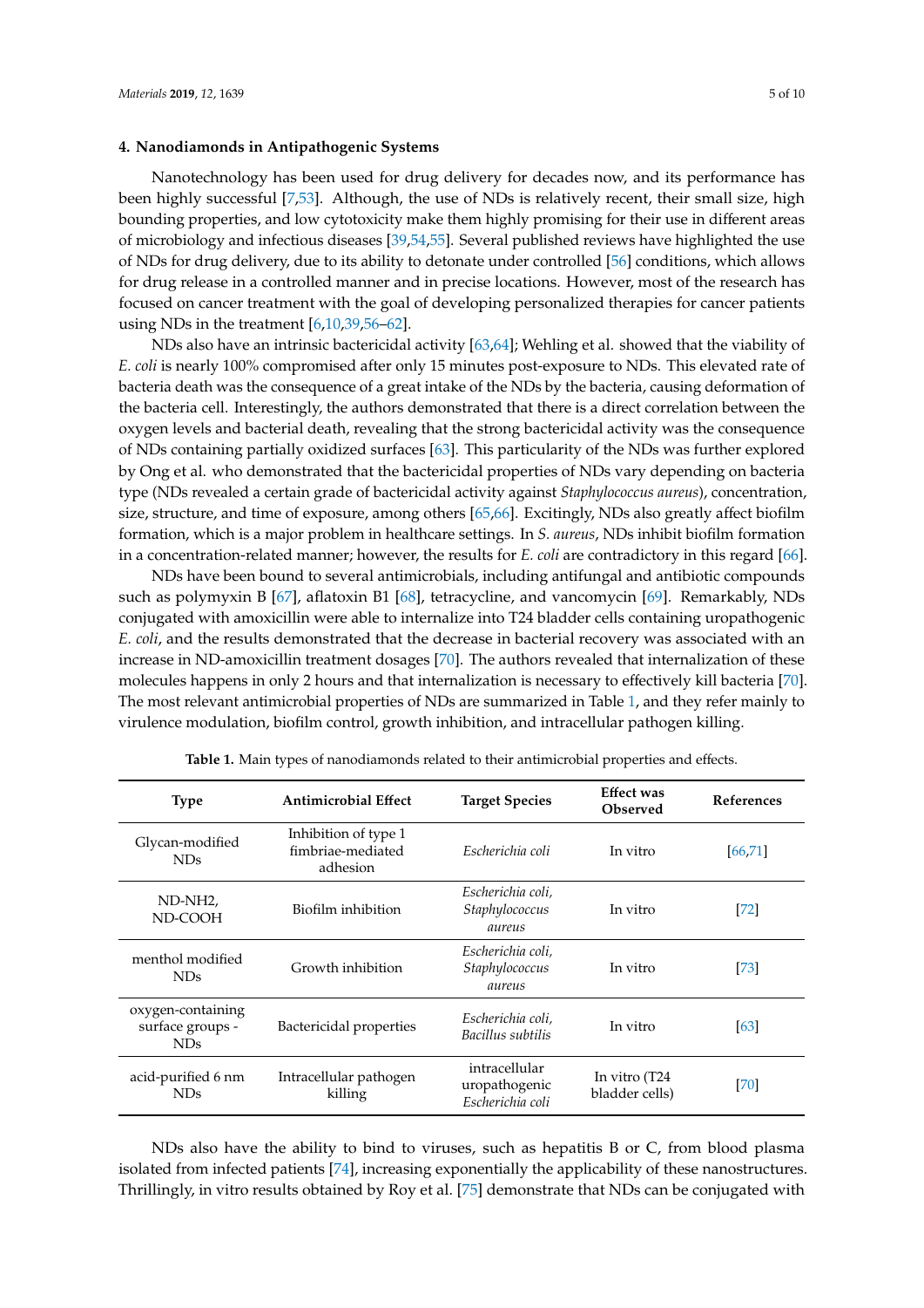## 4. Nanodiamonds in Antipathogenic Systems

Nanotechnology has been used for drug delivery for decades now, and its performance has been highly successful [7,53]. Although, the use of NDs is relatively recent, their small size, high bounding properties, and low cytotoxicity make them highly promising for their use in different areas of microbiology and infectious diseases [39,54,55]. Several published reviews have highlighted the use of NDs for drug delivery, due to its ability to detonate under controlled [56] conditions, which allows for drug release in a controlled manner and in precise locations. However, most of the research has focused on cancer treatment with the goal of developing personalized therapies for cancer patients using NDs in the treatment [6,10,39,56–62].

NDs also have an intrinsic bactericidal activity [63,64]; Wehling et al. showed that the viability of *E. coli* is nearly 100% compromised after only 15 minutes post-exposure to NDs. This elevated rate of bacteria death was the consequence of a great intake of the NDs by the bacteria, causing deformation of the bacteria cell. Interestingly, the authors demonstrated that there is a direct correlation between the oxygen levels and bacterial death, revealing that the strong bactericidal activity was the consequence of NDs containing partially oxidized surfaces [63]. This particularity of the NDs was further explored by Ong et al. who demonstrated that the bactericidal properties of NDs vary depending on bacteria type (NDs revealed a certain grade of bactericidal activity against *Staphylococcus aureus*), concentration, size, structure, and time of exposure, among others [65,66]. Excitingly, NDs also greatly affect biofilm formation, which is a major problem in healthcare settings. In *S. aureus*, NDs inhibit biofilm formation in a concentration-related manner; however, the results for *E. coli* are contradictory in this regard [66].

NDs have been bound to several antimicrobials, including antifungal and antibiotic compounds such as polymyxin B [67], aflatoxin B1 [68], tetracycline, and vancomycin [69]. Remarkably, NDs conjugated with amoxicillin were able to internalize into T24 bladder cells containing uropathogenic *E. coli*, and the results demonstrated that the decrease in bacterial recovery was associated with an increase in ND-amoxicillin treatment dosages [70]. The authors revealed that internalization of these molecules happens in only 2 hours and that internalization is necessary to effectively kill bacteria [70]. The most relevant antimicrobial properties of NDs are summarized in Table 1, and they refer mainly to virulence modulation, biofilm control, growth inhibition, and intracellular pathogen killing.

**Table 1.** Main types of nanodiamonds related to their antimicrobial properties and effects.

| Type | Antimicrobial Effect | Target Species | Effect was Observed | References |
|---|---|---|---|---|
| Glycan-modified NDs | Inhibition of type 1 fimbriae-mediated adhesion | *Escherichia coli* | In vitro | [66,71] |
| ND-NH2, ND-COOH | Biofilm inhibition | *Escherichia coli, Staphylococcus aureus* | In vitro | [72] |
| menthol modified NDs | Growth inhibition | *Escherichia coli, Staphylococcus aureus* | In vitro | [73] |
| oxygen-containing surface groups - NDs | Bactericidal properties | *Escherichia coli, Bacillus subtilis* | In vitro | [63] |
| acid-purified 6 nm NDs | Intracellular pathogen killing | intracellular uropathogenic *Escherichia coli* | In vitro (T24 bladder cells) | [70] |

NDs also have the ability to bind to viruses, such as hepatitis B or C, from blood plasma isolated from infected patients [74], increasing exponentially the applicability of these nanostructures. Thrillingly, in vitro results obtained by Roy et al. [75] demonstrate that NDs can be conjugated with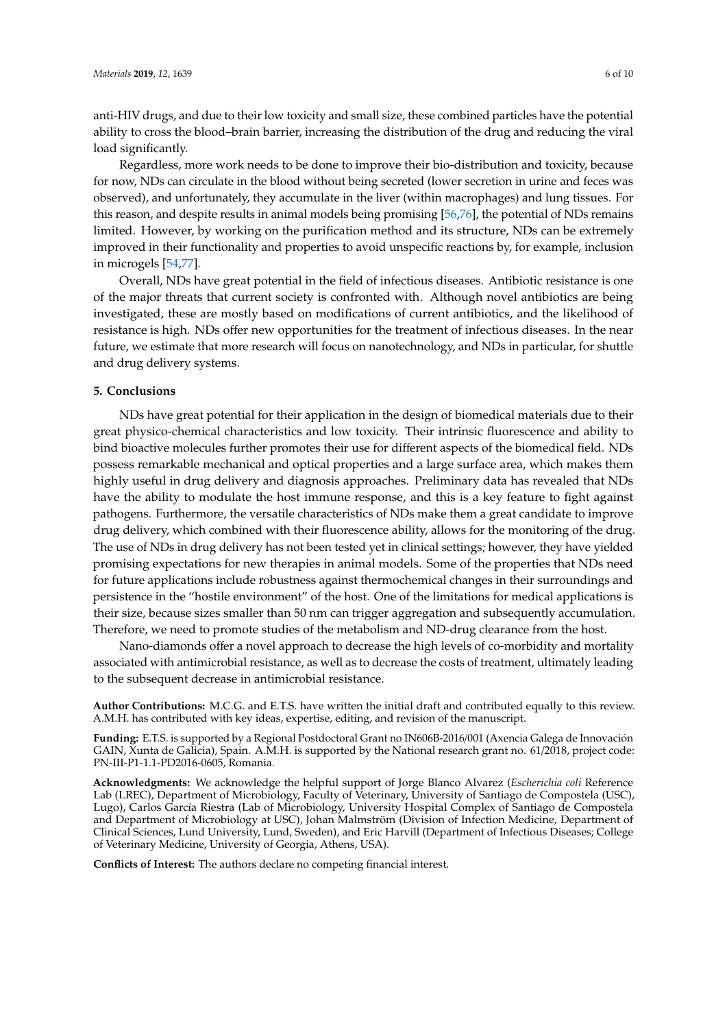anti-HIV drugs, and due to their low toxicity and small size, these combined particles have the potential ability to cross the blood–brain barrier, increasing the distribution of the drug and reducing the viral load significantly.

Regardless, more work needs to be done to improve their bio-distribution and toxicity, because for now, NDs can circulate in the blood without being secreted (lower secretion in urine and feces was observed), and unfortunately, they accumulate in the liver (within macrophages) and lung tissues. For this reason, and despite results in animal models being promising [56,76], the potential of NDs remains limited. However, by working on the purification method and its structure, NDs can be extremely improved in their functionality and properties to avoid unspecific reactions by, for example, inclusion in microgels [54,77].

Overall, NDs have great potential in the field of infectious diseases. Antibiotic resistance is one of the major threats that current society is confronted with. Although novel antibiotics are being investigated, these are mostly based on modifications of current antibiotics, and the likelihood of resistance is high. NDs offer new opportunities for the treatment of infectious diseases. In the near future, we estimate that more research will focus on nanotechnology, and NDs in particular, for shuttle and drug delivery systems.

## 5. Conclusions

NDs have great potential for their application in the design of biomedical materials due to their great physico-chemical characteristics and low toxicity. Their intrinsic fluorescence and ability to bind bioactive molecules further promotes their use for different aspects of the biomedical field. NDs possess remarkable mechanical and optical properties and a large surface area, which makes them highly useful in drug delivery and diagnosis approaches. Preliminary data has revealed that NDs have the ability to modulate the host immune response, and this is a key feature to fight against pathogens. Furthermore, the versatile characteristics of NDs make them a great candidate to improve drug delivery, which combined with their fluorescence ability, allows for the monitoring of the drug. The use of NDs in drug delivery has not been tested yet in clinical settings; however, they have yielded promising expectations for new therapies in animal models. Some of the properties that NDs need for future applications include robustness against thermochemical changes in their surroundings and persistence in the "hostile environment" of the host. One of the limitations for medical applications is their size, because sizes smaller than 50 nm can trigger aggregation and subsequently accumulation. Therefore, we need to promote studies of the metabolism and ND-drug clearance from the host.

Nano-diamonds offer a novel approach to decrease the high levels of co-morbidity and mortality associated with antimicrobial resistance, as well as to decrease the costs of treatment, ultimately leading to the subsequent decrease in antimicrobial resistance.

**Author Contributions:** M.C.G. and E.T.S. have written the initial draft and contributed equally to this review. A.M.H. has contributed with key ideas, expertise, editing, and revision of the manuscript.

**Funding:** E.T.S. is supported by a Regional Postdoctoral Grant no IN606B-2016/001 (Axencia Galega de Innovación GAIN, Xunta de Galicia), Spain. A.M.H. is supported by the National research grant no. 61/2018, project code: PN-III-P1-1.1-PD2016-0605, Romania.

**Acknowledgments:** We acknowledge the helpful support of Jorge Blanco Alvarez (*Escherichia coli* Reference Lab (LREC), Department of Microbiology, Faculty of Veterinary, University of Santiago de Compostela (USC), Lugo), Carlos García Riestra (Lab of Microbiology, University Hospital Complex of Santiago de Compostela and Department of Microbiology at USC), Johan Malmström (Division of Infection Medicine, Department of Clinical Sciences, Lund University, Lund, Sweden), and Eric Harvill (Department of Infectious Diseases; College of Veterinary Medicine, University of Georgia, Athens, USA).

**Conflicts of Interest:** The authors declare no competing financial interest.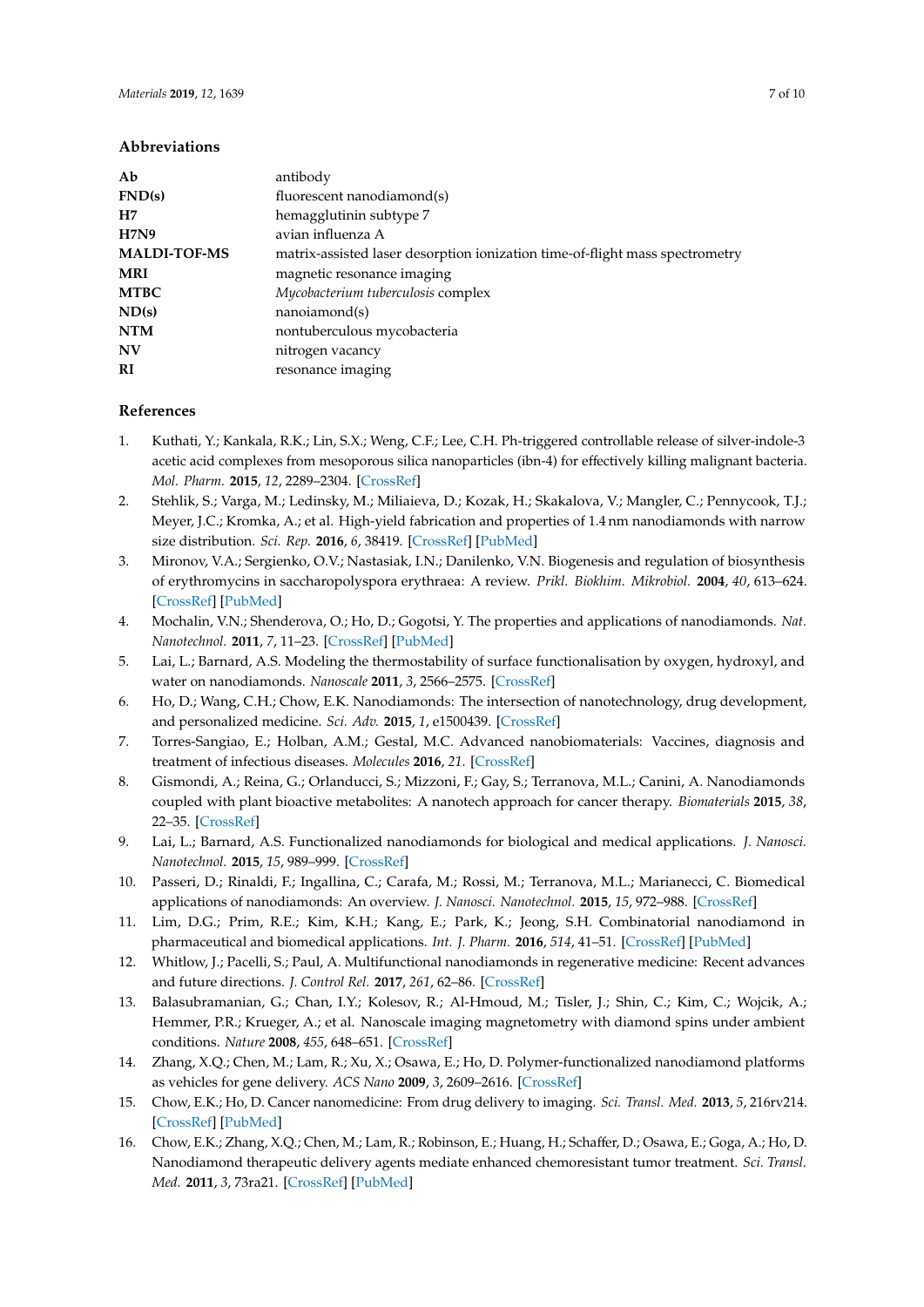## Abbreviations

| | |
|---|---|
| **Ab** | antibody |
| **FND(s)** | fluorescent nanodiamond(s) |
| **H7** | hemagglutinin subtype 7 |
| **H7N9** | avian influenza A |
| **MALDI-TOF-MS** | matrix-assisted laser desorption ionization time-of-flight mass spectrometry |
| **MRI** | magnetic resonance imaging |
| **MTBC** | *Mycobacterium tuberculosis* complex |
| **ND(s)** | nanoiamond(s) |
| **NTM** | nontuberculous mycobacteria |
| **NV** | nitrogen vacancy |
| **RI** | resonance imaging |

## References

1. Kuthati, Y.; Kankala, R.K.; Lin, S.X.; Weng, C.F.; Lee, C.H. Ph-triggered controllable release of silver-indole-3 acetic acid complexes from mesoporous silica nanoparticles (ibn-4) for effectively killing malignant bacteria. *Mol. Pharm.* **2015**, *12*, 2289–2304. [CrossRef]
2. Stehlik, S.; Varga, M.; Ledinsky, M.; Miliaieva, D.; Kozak, H.; Skakalova, V.; Mangler, C.; Pennycook, T.J.; Meyer, J.C.; Kromka, A.; et al. High-yield fabrication and properties of 1.4 nm nanodiamonds with narrow size distribution. *Sci. Rep.* **2016**, *6*, 38419. [CrossRef] [PubMed]
3. Mironov, V.A.; Sergienko, O.V.; Nastasiak, I.N.; Danilenko, V.N. Biogenesis and regulation of biosynthesis of erythromycins in saccharopolyspora erythraea: A review. *Prikl. Biokhim. Mikrobiol.* **2004**, *40*, 613–624. [CrossRef] [PubMed]
4. Mochalin, V.N.; Shenderova, O.; Ho, D.; Gogotsi, Y. The properties and applications of nanodiamonds. *Nat. Nanotechnol.* **2011**, *7*, 11–23. [CrossRef] [PubMed]
5. Lai, L.; Barnard, A.S. Modeling the thermostability of surface functionalisation by oxygen, hydroxyl, and water on nanodiamonds. *Nanoscale* **2011**, *3*, 2566–2575. [CrossRef]
6. Ho, D.; Wang, C.H.; Chow, E.K. Nanodiamonds: The intersection of nanotechnology, drug development, and personalized medicine. *Sci. Adv.* **2015**, *1*, e1500439. [CrossRef]
7. Torres-Sangiao, E.; Holban, A.M.; Gestal, M.C. Advanced nanobiomaterials: Vaccines, diagnosis and treatment of infectious diseases. *Molecules* **2016**, *21*. [CrossRef]
8. Gismondi, A.; Reina, G.; Orlanducci, S.; Mizzoni, F.; Gay, S.; Terranova, M.L.; Canini, A. Nanodiamonds coupled with plant bioactive metabolites: A nanotech approach for cancer therapy. *Biomaterials* **2015**, *38*, 22–35. [CrossRef]
9. Lai, L.; Barnard, A.S. Functionalized nanodiamonds for biological and medical applications. *J. Nanosci. Nanotechnol.* **2015**, *15*, 989–999. [CrossRef]
10. Passeri, D.; Rinaldi, F.; Ingallina, C.; Carafa, M.; Rossi, M.; Terranova, M.L.; Marianecci, C. Biomedical applications of nanodiamonds: An overview. *J. Nanosci. Nanotechnol.* **2015**, *15*, 972–988. [CrossRef]
11. Lim, D.G.; Prim, R.E.; Kim, K.H.; Kang, E.; Park, K.; Jeong, S.H. Combinatorial nanodiamond in pharmaceutical and biomedical applications. *Int. J. Pharm.* **2016**, *514*, 41–51. [CrossRef] [PubMed]
12. Whitlow, J.; Pacelli, S.; Paul, A. Multifunctional nanodiamonds in regenerative medicine: Recent advances and future directions. *J. Control Rel.* **2017**, *261*, 62–86. [CrossRef]
13. Balasubramanian, G.; Chan, I.Y.; Kolesov, R.; Al-Hmoud, M.; Tisler, J.; Shin, C.; Kim, C.; Wojcik, A.; Hemmer, P.R.; Krueger, A.; et al. Nanoscale imaging magnetometry with diamond spins under ambient conditions. *Nature* **2008**, *455*, 648–651. [CrossRef]
14. Zhang, X.Q.; Chen, M.; Lam, R.; Xu, X.; Osawa, E.; Ho, D. Polymer-functionalized nanodiamond platforms as vehicles for gene delivery. *ACS Nano* **2009**, *3*, 2609–2616. [CrossRef]
15. Chow, E.K.; Ho, D. Cancer nanomedicine: From drug delivery to imaging. *Sci. Transl. Med.* **2013**, *5*, 216rv214. [CrossRef] [PubMed]
16. Chow, E.K.; Zhang, X.Q.; Chen, M.; Lam, R.; Robinson, E.; Huang, H.; Schaffer, D.; Osawa, E.; Goga, A.; Ho, D. Nanodiamond therapeutic delivery agents mediate enhanced chemoresistant tumor treatment. *Sci. Transl. Med.* **2011**, *3*, 73ra21. [CrossRef] [PubMed]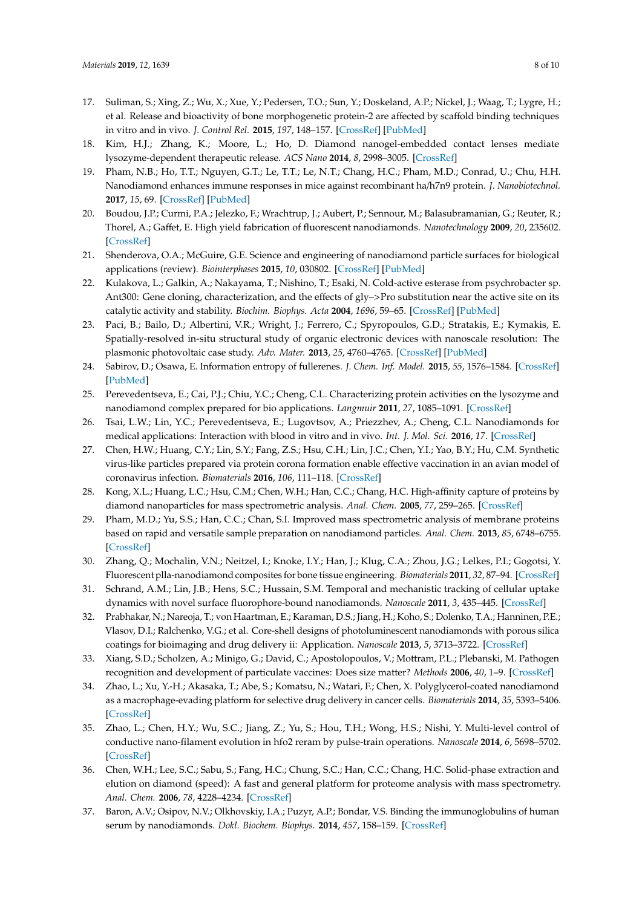17. Suliman, S.; Xing, Z.; Wu, X.; Xue, Y.; Pedersen, T.O.; Sun, Y.; Doskeland, A.P.; Nickel, J.; Waag, T.; Lygre, H.; et al. Release and bioactivity of bone morphogenetic protein-2 are affected by scaffold binding techniques in vitro and in vivo. *J. Control Rel.* **2015**, *197*, 148–157. [CrossRef] [PubMed]
18. Kim, H.J.; Zhang, K.; Moore, L.; Ho, D. Diamond nanogel-embedded contact lenses mediate lysozyme-dependent therapeutic release. *ACS Nano* **2014**, *8*, 2998–3005. [CrossRef]
19. Pham, N.B.; Ho, T.T.; Nguyen, G.T.; Le, T.T.; Le, N.T.; Chang, H.C.; Pham, M.D.; Conrad, U.; Chu, H.H. Nanodiamond enhances immune responses in mice against recombinant ha/h7n9 protein. *J. Nanobiotechnol.* **2017**, *15*, 69. [CrossRef] [PubMed]
20. Boudou, J.P.; Curmi, P.A.; Jelezko, F.; Wrachtrup, J.; Aubert, P.; Sennour, M.; Balasubramanian, G.; Reuter, R.; Thorel, A.; Gaffet, E. High yield fabrication of fluorescent nanodiamonds. *Nanotechnology* **2009**, *20*, 235602. [CrossRef]
21. Shenderova, O.A.; McGuire, G.E. Science and engineering of nanodiamond particle surfaces for biological applications (review). *Biointerphases* **2015**, *10*, 030802. [CrossRef] [PubMed]
22. Kulakova, L.; Galkin, A.; Nakayama, T.; Nishino, T.; Esaki, N. Cold-active esterase from psychrobacter sp. Ant300: Gene cloning, characterization, and the effects of gly–>Pro substitution near the active site on its catalytic activity and stability. *Biochim. Biophys. Acta* **2004**, *1696*, 59–65. [CrossRef] [PubMed]
23. Paci, B.; Bailo, D.; Albertini, V.R.; Wright, J.; Ferrero, C.; Spyropoulos, G.D.; Stratakis, E.; Kymakis, E. Spatially-resolved in-situ structural study of organic electronic devices with nanoscale resolution: The plasmonic photovoltaic case study. *Adv. Mater.* **2013**, *25*, 4760–4765. [CrossRef] [PubMed]
24. Sabirov, D.; Osawa, E. Information entropy of fullerenes. *J. Chem. Inf. Model.* **2015**, *55*, 1576–1584. [CrossRef] [PubMed]
25. Perevedentseva, E.; Cai, P.J.; Chiu, Y.C.; Cheng, C.L. Characterizing protein activities on the lysozyme and nanodiamond complex prepared for bio applications. *Langmuir* **2011**, *27*, 1085–1091. [CrossRef]
26. Tsai, L.W.; Lin, Y.C.; Perevedentseva, E.; Lugovtsov, A.; Priezzhev, A.; Cheng, C.L. Nanodiamonds for medical applications: Interaction with blood in vitro and in vivo. *Int. J. Mol. Sci.* **2016**, *17*. [CrossRef]
27. Chen, H.W.; Huang, C.Y.; Lin, S.Y.; Fang, Z.S.; Hsu, C.H.; Lin, J.C.; Chen, Y.I.; Yao, B.Y.; Hu, C.M. Synthetic virus-like particles prepared via protein corona formation enable effective vaccination in an avian model of coronavirus infection. *Biomaterials* **2016**, *106*, 111–118. [CrossRef]
28. Kong, X.L.; Huang, L.C.; Hsu, C.M.; Chen, W.H.; Han, C.C.; Chang, H.C. High-affinity capture of proteins by diamond nanoparticles for mass spectrometric analysis. *Anal. Chem.* **2005**, *77*, 259–265. [CrossRef]
29. Pham, M.D.; Yu, S.S.; Han, C.C.; Chan, S.I. Improved mass spectrometric analysis of membrane proteins based on rapid and versatile sample preparation on nanodiamond particles. *Anal. Chem.* **2013**, *85*, 6748–6755. [CrossRef]
30. Zhang, Q.; Mochalin, V.N.; Neitzel, I.; Knoke, I.Y.; Han, J.; Klug, C.A.; Zhou, J.G.; Lelkes, P.I.; Gogotsi, Y. Fluorescent plla-nanodiamond composites for bone tissue engineering. *Biomaterials* **2011**, *32*, 87–94. [CrossRef]
31. Schrand, A.M.; Lin, J.B.; Hens, S.C.; Hussain, S.M. Temporal and mechanistic tracking of cellular uptake dynamics with novel surface fluorophore-bound nanodiamonds. *Nanoscale* **2011**, *3*, 435–445. [CrossRef]
32. Prabhakar, N.; Nareoja, T.; von Haartman, E.; Karaman, D.S.; Jiang, H.; Koho, S.; Dolenko, T.A.; Hanninen, P.E.; Vlasov, D.I.; Ralchenko, V.G.; et al. Core-shell designs of photoluminescent nanodiamonds with porous silica coatings for bioimaging and drug delivery ii: Application. *Nanoscale* **2013**, *5*, 3713–3722. [CrossRef]
33. Xiang, S.D.; Scholzen, A.; Minigo, G.; David, C.; Apostolopoulos, V.; Mottram, P.L.; Plebanski, M. Pathogen recognition and development of particulate vaccines: Does size matter? *Methods* **2006**, *40*, 1–9. [CrossRef]
34. Zhao, L.; Xu, Y.-H.; Akasaka, T.; Abe, S.; Komatsu, N.; Watari, F.; Chen, X. Polyglycerol-coated nanodiamond as a macrophage-evading platform for selective drug delivery in cancer cells. *Biomaterials* **2014**, *35*, 5393–5406. [CrossRef]
35. Zhao, L.; Chen, H.Y.; Wu, S.C.; Jiang, Z.; Yu, S.; Hou, T.H.; Wong, H.S.; Nishi, Y. Multi-level control of conductive nano-filament evolution in hfo2 reram by pulse-train operations. *Nanoscale* **2014**, *6*, 5698–5702. [CrossRef]
36. Chen, W.H.; Lee, S.C.; Sabu, S.; Fang, H.C.; Chung, S.C.; Han, C.C.; Chang, H.C. Solid-phase extraction and elution on diamond (speed): A fast and general platform for proteome analysis with mass spectrometry. *Anal. Chem.* **2006**, *78*, 4228–4234. [CrossRef]
37. Baron, A.V.; Osipov, N.V.; Olkhovskiy, I.A.; Puzyr, A.P.; Bondar, V.S. Binding the immunoglobulins of human serum by nanodiamonds. *Dokl. Biochem. Biophys.* **2014**, *457*, 158–159. [CrossRef]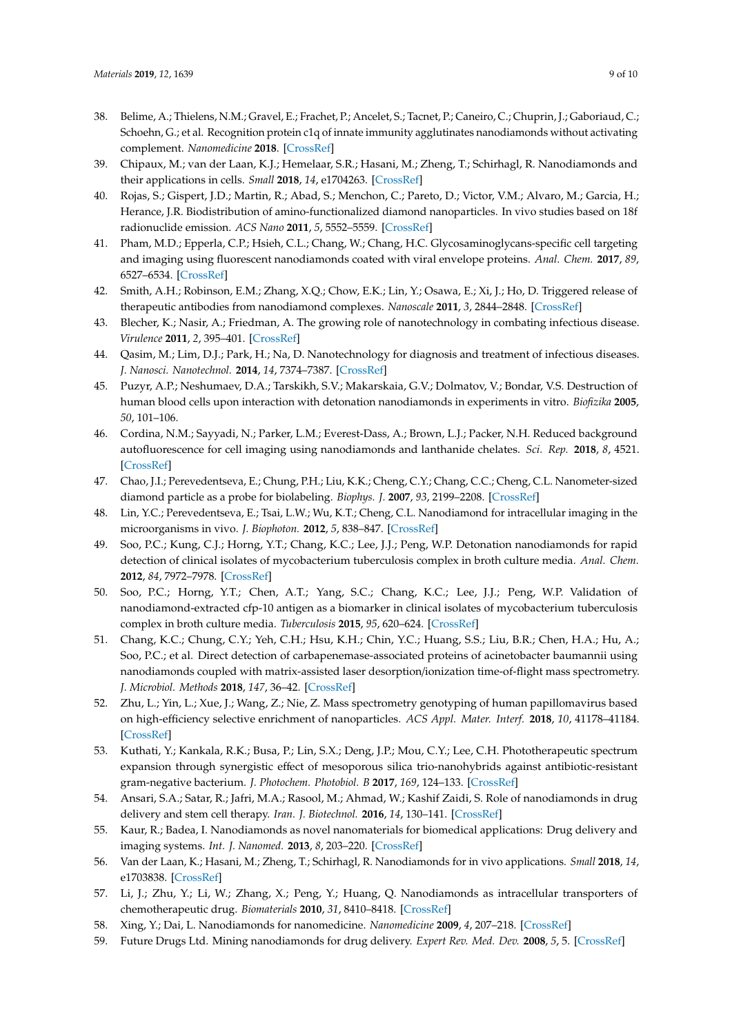38. Belime, A.; Thielens, N.M.; Gravel, E.; Frachet, P.; Ancelet, S.; Tacnet, P.; Caneiro, C.; Chuprin, J.; Gaboriaud, C.; Schoehn, G.; et al. Recognition protein c1q of innate immunity agglutinates nanodiamonds without activating complement. *Nanomedicine* **2018**. [CrossRef]
39. Chipaux, M.; van der Laan, K.J.; Hemelaar, S.R.; Hasani, M.; Zheng, T.; Schirhagl, R. Nanodiamonds and their applications in cells. *Small* **2018**, *14*, e1704263. [CrossRef]
40. Rojas, S.; Gispert, J.D.; Martin, R.; Abad, S.; Menchon, C.; Pareto, D.; Victor, V.M.; Alvaro, M.; Garcia, H.; Herance, J.R. Biodistribution of amino-functionalized diamond nanoparticles. In vivo studies based on 18f radionuclide emission. *ACS Nano* **2011**, *5*, 5552–5559. [CrossRef]
41. Pham, M.D.; Epperla, C.P.; Hsieh, C.L.; Chang, W.; Chang, H.C. Glycosaminoglycans-specific cell targeting and imaging using fluorescent nanodiamonds coated with viral envelope proteins. *Anal. Chem.* **2017**, *89*, 6527–6534. [CrossRef]
42. Smith, A.H.; Robinson, E.M.; Zhang, X.Q.; Chow, E.K.; Lin, Y.; Osawa, E.; Xi, J.; Ho, D. Triggered release of therapeutic antibodies from nanodiamond complexes. *Nanoscale* **2011**, *3*, 2844–2848. [CrossRef]
43. Blecher, K.; Nasir, A.; Friedman, A. The growing role of nanotechnology in combating infectious disease. *Virulence* **2011**, *2*, 395–401. [CrossRef]
44. Qasim, M.; Lim, D.J.; Park, H.; Na, D. Nanotechnology for diagnosis and treatment of infectious diseases. *J. Nanosci. Nanotechnol.* **2014**, *14*, 7374–7387. [CrossRef]
45. Puzyr, A.P.; Neshumaev, D.A.; Tarskikh, S.V.; Makarskaia, G.V.; Dolmatov, V.; Bondar, V.S. Destruction of human blood cells upon interaction with detonation nanodiamonds in experiments in vitro. *Biofizika* **2005**, *50*, 101–106.
46. Cordina, N.M.; Sayyadi, N.; Parker, L.M.; Everest-Dass, A.; Brown, L.J.; Packer, N.H. Reduced background autofluorescence for cell imaging using nanodiamonds and lanthanide chelates. *Sci. Rep.* **2018**, *8*, 4521. [CrossRef]
47. Chao, J.I.; Perevedentseva, E.; Chung, P.H.; Liu, K.K.; Cheng, C.Y.; Chang, C.C.; Cheng, C.L. Nanometer-sized diamond particle as a probe for biolabeling. *Biophys. J.* **2007**, *93*, 2199–2208. [CrossRef]
48. Lin, Y.C.; Perevedentseva, E.; Tsai, L.W.; Wu, K.T.; Cheng, C.L. Nanodiamond for intracellular imaging in the microorganisms in vivo. *J. Biophoton.* **2012**, *5*, 838–847. [CrossRef]
49. Soo, P.C.; Kung, C.J.; Horng, Y.T.; Chang, K.C.; Lee, J.J.; Peng, W.P. Detonation nanodiamonds for rapid detection of clinical isolates of mycobacterium tuberculosis complex in broth culture media. *Anal. Chem.* **2012**, *84*, 7972–7978. [CrossRef]
50. Soo, P.C.; Horng, Y.T.; Chen, A.T.; Yang, S.C.; Chang, K.C.; Lee, J.J.; Peng, W.P. Validation of nanodiamond-extracted cfp-10 antigen as a biomarker in clinical isolates of mycobacterium tuberculosis complex in broth culture media. *Tuberculosis* **2015**, *95*, 620–624. [CrossRef]
51. Chang, K.C.; Chung, C.Y.; Yeh, C.H.; Hsu, K.H.; Chin, Y.C.; Huang, S.S.; Liu, B.R.; Chen, H.A.; Hu, A.; Soo, P.C.; et al. Direct detection of carbapenemase-associated proteins of acinetobacter baumannii using nanodiamonds coupled with matrix-assisted laser desorption/ionization time-of-flight mass spectrometry. *J. Microbiol. Methods* **2018**, *147*, 36–42. [CrossRef]
52. Zhu, L.; Yin, L.; Xue, J.; Wang, Z.; Nie, Z. Mass spectrometry genotyping of human papillomavirus based on high-efficiency selective enrichment of nanoparticles. *ACS Appl. Mater. Interf.* **2018**, *10*, 41178–41184. [CrossRef]
53. Kuthati, Y.; Kankala, R.K.; Busa, P.; Lin, S.X.; Deng, J.P.; Mou, C.Y.; Lee, C.H. Phototherapeutic spectrum expansion through synergistic effect of mesoporous silica trio-nanohybrids against antibiotic-resistant gram-negative bacterium. *J. Photochem. Photobiol. B* **2017**, *169*, 124–133. [CrossRef]
54. Ansari, S.A.; Satar, R.; Jafri, M.A.; Rasool, M.; Ahmad, W.; Kashif Zaidi, S. Role of nanodiamonds in drug delivery and stem cell therapy. *Iran. J. Biotechnol.* **2016**, *14*, 130–141. [CrossRef]
55. Kaur, R.; Badea, I. Nanodiamonds as novel nanomaterials for biomedical applications: Drug delivery and imaging systems. *Int. J. Nanomed.* **2013**, *8*, 203–220. [CrossRef]
56. Van der Laan, K.; Hasani, M.; Zheng, T.; Schirhagl, R. Nanodiamonds for in vivo applications. *Small* **2018**, *14*, e1703838. [CrossRef]
57. Li, J.; Zhu, Y.; Li, W.; Zhang, X.; Peng, Y.; Huang, Q. Nanodiamonds as intracellular transporters of chemotherapeutic drug. *Biomaterials* **2010**, *31*, 8410–8418. [CrossRef]
58. Xing, Y.; Dai, L. Nanodiamonds for nanomedicine. *Nanomedicine* **2009**, *4*, 207–218. [CrossRef]
59. Future Drugs Ltd. Mining nanodiamonds for drug delivery. *Expert Rev. Med. Dev.* **2008**, *5*, 5. [CrossRef]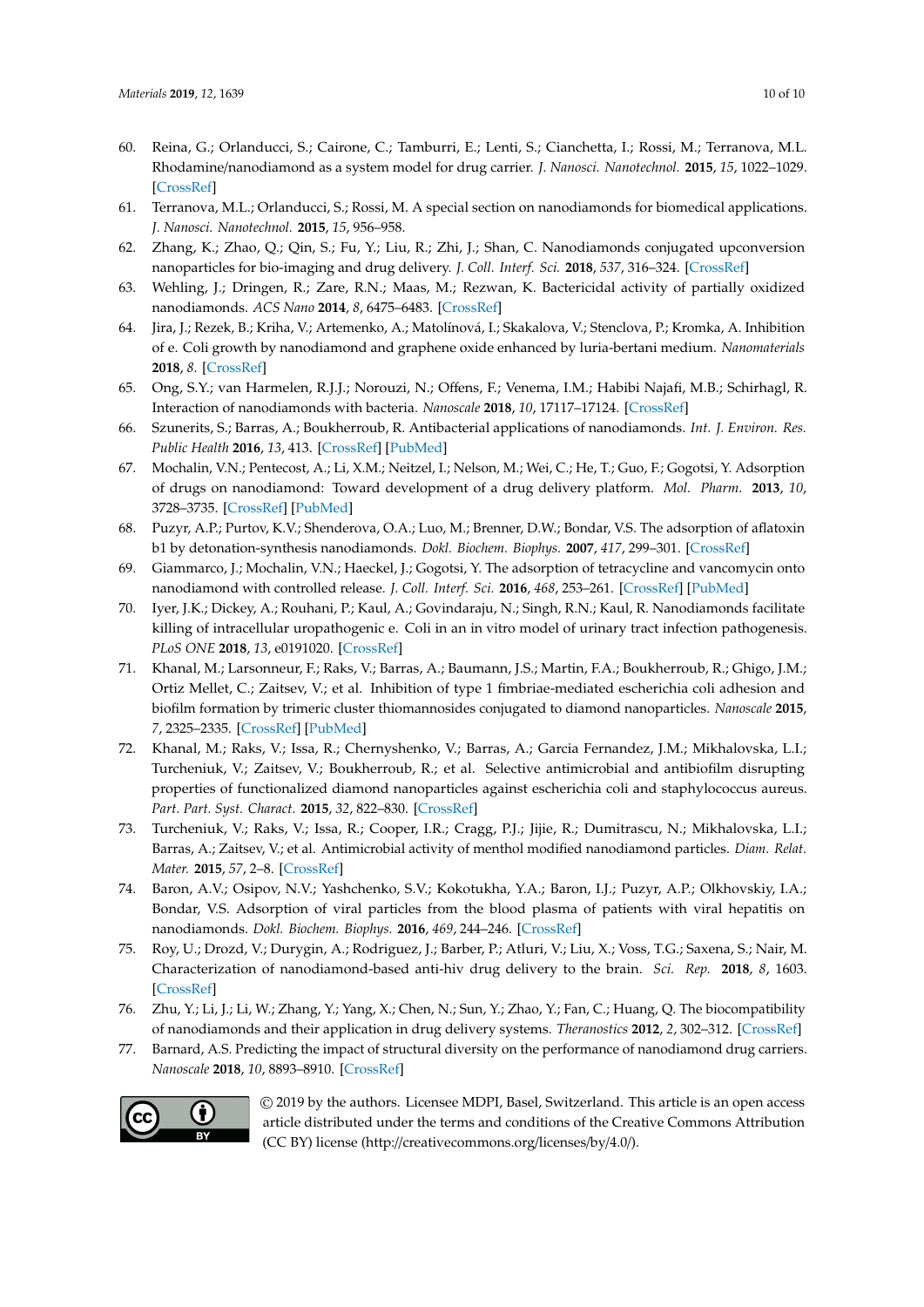60. Reina, G.; Orlanducci, S.; Cairone, C.; Tamburri, E.; Lenti, S.; Cianchetta, I.; Rossi, M.; Terranova, M.L. Rhodamine/nanodiamond as a system model for drug carrier. *J. Nanosci. Nanotechnol.* **2015**, *15*, 1022–1029. [CrossRef]
61. Terranova, M.L.; Orlanducci, S.; Rossi, M. A special section on nanodiamonds for biomedical applications. *J. Nanosci. Nanotechnol.* **2015**, *15*, 956–958.
62. Zhang, K.; Zhao, Q.; Qin, S.; Fu, Y.; Liu, R.; Zhi, J.; Shan, C. Nanodiamonds conjugated upconversion nanoparticles for bio-imaging and drug delivery. *J. Coll. Interf. Sci.* **2018**, *537*, 316–324. [CrossRef]
63. Wehling, J.; Dringen, R.; Zare, R.N.; Maas, M.; Rezwan, K. Bactericidal activity of partially oxidized nanodiamonds. *ACS Nano* **2014**, *8*, 6475–6483. [CrossRef]
64. Jira, J.; Rezek, B.; Kriha, V.; Artemenko, A.; Matolínová, I.; Skakalova, V.; Stenclova, P.; Kromka, A. Inhibition of e. Coli growth by nanodiamond and graphene oxide enhanced by luria-bertani medium. *Nanomaterials* **2018**, *8*. [CrossRef]
65. Ong, S.Y.; van Harmelen, R.J.J.; Norouzi, N.; Offens, F.; Venema, I.M.; Habibi Najafi, M.B.; Schirhagl, R. Interaction of nanodiamonds with bacteria. *Nanoscale* **2018**, *10*, 17117–17124. [CrossRef]
66. Szunerits, S.; Barras, A.; Boukherroub, R. Antibacterial applications of nanodiamonds. *Int. J. Environ. Res. Public Health* **2016**, *13*, 413. [CrossRef] [PubMed]
67. Mochalin, V.N.; Pentecost, A.; Li, X.M.; Neitzel, I.; Nelson, M.; Wei, C.; He, T.; Guo, F.; Gogotsi, Y. Adsorption of drugs on nanodiamond: Toward development of a drug delivery platform. *Mol. Pharm.* **2013**, *10*, 3728–3735. [CrossRef] [PubMed]
68. Puzyr, A.P.; Purtov, K.V.; Shenderova, O.A.; Luo, M.; Brenner, D.W.; Bondar, V.S. The adsorption of aflatoxin b1 by detonation-synthesis nanodiamonds. *Dokl. Biochem. Biophys.* **2007**, *417*, 299–301. [CrossRef]
69. Giammarco, J.; Mochalin, V.N.; Haeckel, J.; Gogotsi, Y. The adsorption of tetracycline and vancomycin onto nanodiamond with controlled release. *J. Coll. Interf. Sci.* **2016**, *468*, 253–261. [CrossRef] [PubMed]
70. Iyer, J.K.; Dickey, A.; Rouhani, P.; Kaul, A.; Govindaraju, N.; Singh, R.N.; Kaul, R. Nanodiamonds facilitate killing of intracellular uropathogenic e. Coli in an in vitro model of urinary tract infection pathogenesis. *PLoS ONE* **2018**, *13*, e0191020. [CrossRef]
71. Khanal, M.; Larsonneur, F.; Raks, V.; Barras, A.; Baumann, J.S.; Martin, F.A.; Boukherroub, R.; Ghigo, J.M.; Ortiz Mellet, C.; Zaitsev, V.; et al. Inhibition of type 1 fimbriae-mediated escherichia coli adhesion and biofilm formation by trimeric cluster thiomannosides conjugated to diamond nanoparticles. *Nanoscale* **2015**, *7*, 2325–2335. [CrossRef] [PubMed]
72. Khanal, M.; Raks, V.; Issa, R.; Chernyshenko, V.; Barras, A.; Garcia Fernandez, J.M.; Mikhalovska, L.I.; Turcheniuk, V.; Zaitsev, V.; Boukherroub, R.; et al. Selective antimicrobial and antibiofilm disrupting properties of functionalized diamond nanoparticles against escherichia coli and staphylococcus aureus. *Part. Part. Syst. Charact.* **2015**, *32*, 822–830. [CrossRef]
73. Turcheniuk, V.; Raks, V.; Issa, R.; Cooper, I.R.; Cragg, P.J.; Jijie, R.; Dumitrascu, N.; Mikhalovska, L.I.; Barras, A.; Zaitsev, V.; et al. Antimicrobial activity of menthol modified nanodiamond particles. *Diam. Relat. Mater.* **2015**, *57*, 2–8. [CrossRef]
74. Baron, A.V.; Osipov, N.V.; Yashchenko, S.V.; Kokotukha, Y.A.; Baron, I.J.; Puzyr, A.P.; Olkhovskiy, I.A.; Bondar, V.S. Adsorption of viral particles from the blood plasma of patients with viral hepatitis on nanodiamonds. *Dokl. Biochem. Biophys.* **2016**, *469*, 244–246. [CrossRef]
75. Roy, U.; Drozd, V.; Durygin, A.; Rodriguez, J.; Barber, P.; Atluri, V.; Liu, X.; Voss, T.G.; Saxena, S.; Nair, M. Characterization of nanodiamond-based anti-hiv drug delivery to the brain. *Sci. Rep.* **2018**, *8*, 1603. [CrossRef]
76. Zhu, Y.; Li, J.; Li, W.; Zhang, Y.; Yang, X.; Chen, N.; Sun, Y.; Zhao, Y.; Fan, C.; Huang, Q. The biocompatibility of nanodiamonds and their application in drug delivery systems. *Theranostics* **2012**, *2*, 302–312. [CrossRef]
77. Barnard, A.S. Predicting the impact of structural diversity on the performance of nanodiamond drug carriers. *Nanoscale* **2018**, *10*, 8893–8910. [CrossRef]

© 2019 by the authors. Licensee MDPI, Basel, Switzerland. This article is an open access article distributed under the terms and conditions of the Creative Commons Attribution (CC BY) license (http://creativecommons.org/licenses/by/4.0/).